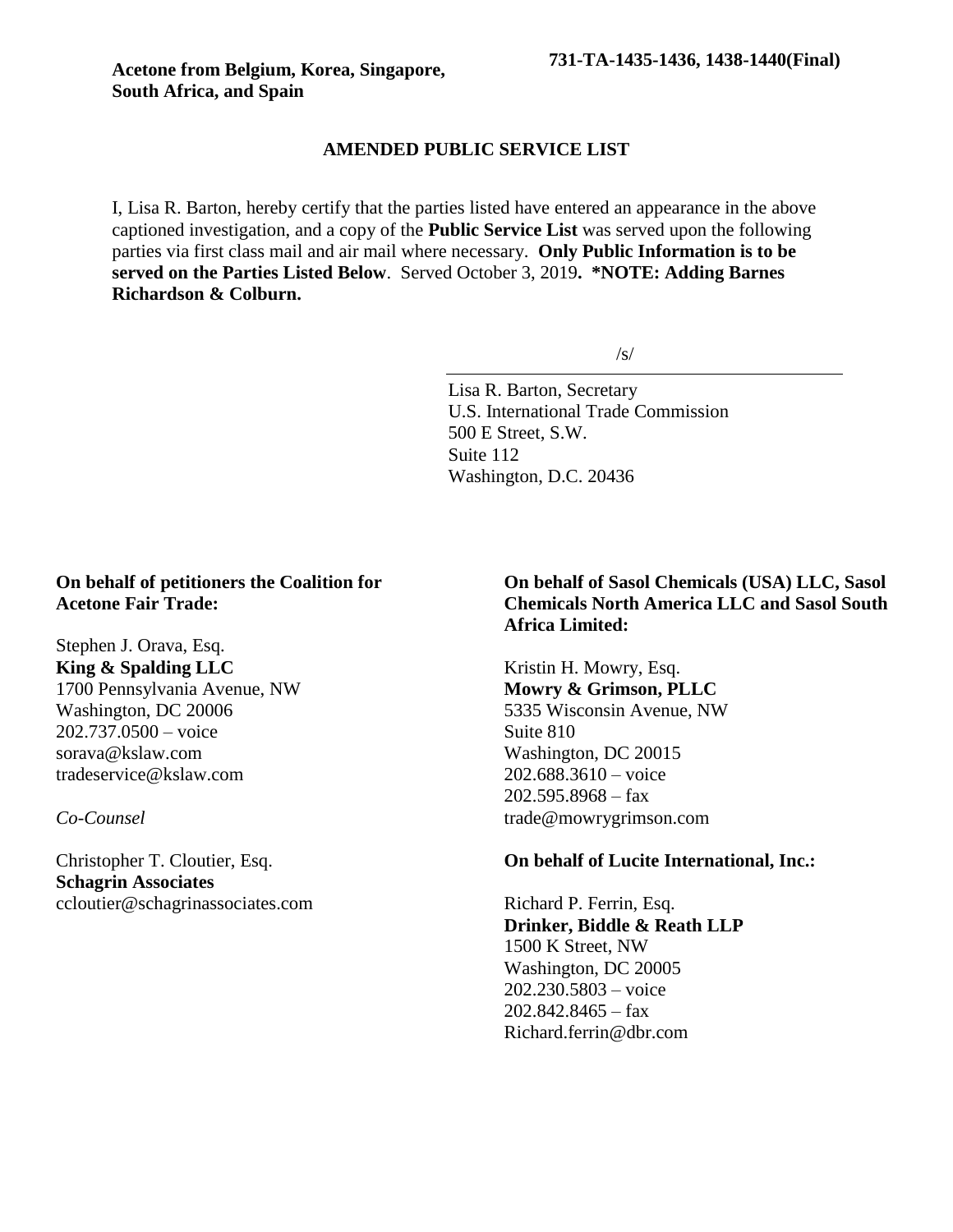**Acetone from Belgium, Korea, Singapore, South Africa, and Spain**

**731-TA-1435-1436, 1438-1440(Final)**

## AMENDED PUBLIC SERVICE LIST

I, Lisa R. Barton, hereby certify that the parties listed have entered an appearance in the above captioned investigation, and a copy of the **Public Service List** was served upon the following parties via first class mail and air mail where necessary. **Only Public Information is to be served on the Parties Listed Below**. Served October 3, 2019**. *NOTE: Adding Barnes Richardson & Colburn.**

/s/

Lisa R. Barton, Secretary
U.S. International Trade Commission
500 E Street, S.W.
Suite 112
Washington, D.C. 20436

**On behalf of petitioners the Coalition for Acetone Fair Trade:**

Stephen J. Orava, Esq.
**King & Spalding LLC**
1700 Pennsylvania Avenue, NW
Washington, DC 20006
202.737.0500 – voice
sorava@kslaw.com
tradeservice@kslaw.com

*Co-Counsel*

Christopher T. Cloutier, Esq.
**Schagrin Associates**
ccloutier@schagrinassociates.com

**On behalf of Sasol Chemicals (USA) LLC, Sasol Chemicals North America LLC and Sasol South Africa Limited:**

Kristin H. Mowry, Esq.
**Mowry & Grimson, PLLC**
5335 Wisconsin Avenue, NW
Suite 810
Washington, DC 20015
202.688.3610 – voice
202.595.8968 – fax
trade@mowrygrimson.com

**On behalf of Lucite International, Inc.:**

Richard P. Ferrin, Esq.
**Drinker, Biddle & Reath LLP**
1500 K Street, NW
Washington, DC 20005
202.230.5803 – voice
202.842.8465 – fax
Richard.ferrin@dbr.com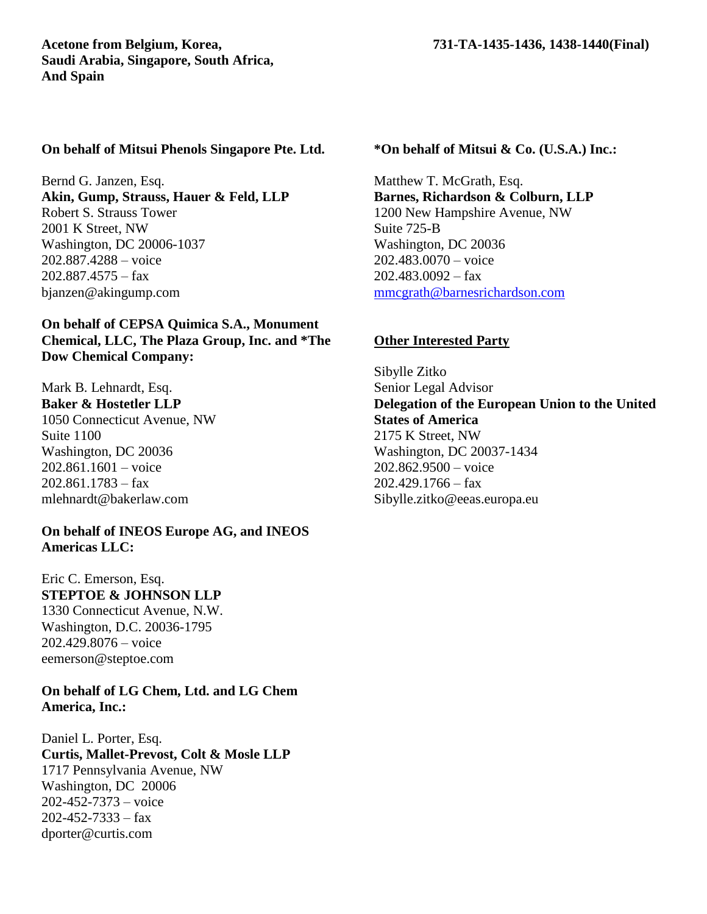**Acetone from Belgium, Korea, Saudi Arabia, Singapore, South Africa, And Spain**

**731-TA-1435-1436, 1438-1440(Final)**

**On behalf of Mitsui Phenols Singapore Pte. Ltd.**

Bernd G. Janzen, Esq.
**Akin, Gump, Strauss, Hauer & Feld, LLP**
Robert S. Strauss Tower
2001 K Street, NW
Washington, DC 20006-1037
202.887.4288 – voice
202.887.4575 – fax
bjanzen@akingump.com

**On behalf of CEPSA Quimica S.A., Monument Chemical, LLC, The Plaza Group, Inc. and *The Dow Chemical Company:**

Mark B. Lehnardt, Esq.
**Baker & Hostetler LLP**
1050 Connecticut Avenue, NW
Suite 1100
Washington, DC 20036
202.861.1601 – voice
202.861.1783 – fax
mlehnardt@bakerlaw.com

**On behalf of INEOS Europe AG, and INEOS Americas LLC:**

Eric C. Emerson, Esq.
**STEPTOE & JOHNSON LLP**
1330 Connecticut Avenue, N.W.
Washington, D.C. 20036-1795
202.429.8076 – voice
eemerson@steptoe.com

**On behalf of LG Chem, Ltd. and LG Chem America, Inc.:**

Daniel L. Porter, Esq.
**Curtis, Mallet-Prevost, Colt & Mosle LLP**
1717 Pennsylvania Avenue, NW
Washington, DC 20006
202-452-7373 – voice
202-452-7333 – fax
dporter@curtis.com

***On behalf of Mitsui & Co. (U.S.A.) Inc.:**

Matthew T. McGrath, Esq.
**Barnes, Richardson & Colburn, LLP**
1200 New Hampshire Avenue, NW
Suite 725-B
Washington, DC 20036
202.483.0070 – voice
202.483.0092 – fax
mmcgrath@barnesrichardson.com

**Other Interested Party**

Sibylle Zitko
Senior Legal Advisor
**Delegation of the European Union to the United States of America**
2175 K Street, NW
Washington, DC 20037-1434
202.862.9500 – voice
202.429.1766 – fax
Sibylle.zitko@eeas.europa.eu